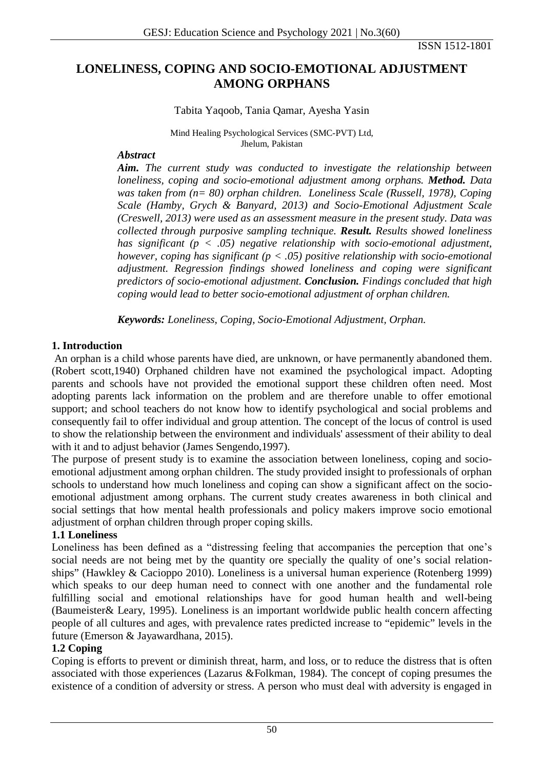# LONELINESS, COPING AND SOCIO-EMOTIONAL ADJUSTMENT AMONG ORPHANS

Tabita Yaqoob, Tania Qamar, Ayesha Yasin

Mind Healing Psychological Services (SMC-PVT) Ltd,
Jhelum, Pakistan

***Abstract***

***Aim.*** *The current study was conducted to investigate the relationship between loneliness, coping and socio-emotional adjustment among orphans.* ***Method.*** *Data was taken from (n= 80) orphan children. Loneliness Scale (Russell, 1978), Coping Scale (Hamby, Grych & Banyard, 2013) and Socio-Emotional Adjustment Scale (Creswell, 2013) were used as an assessment measure in the present study. Data was collected through purposive sampling technique.* ***Result.*** *Results showed loneliness has significant ($p < .05$) negative relationship with socio-emotional adjustment, however, coping has significant ($p < .05$) positive relationship with socio-emotional adjustment. Regression findings showed loneliness and coping were significant predictors of socio-emotional adjustment.* ***Conclusion.*** *Findings concluded that high coping would lead to better socio-emotional adjustment of orphan children.*

***Keywords:*** *Loneliness, Coping, Socio-Emotional Adjustment, Orphan.*

## 1. Introduction

An orphan is a child whose parents have died, are unknown, or have permanently abandoned them. (Robert scott,1940) Orphaned children have not examined the psychological impact. Adopting parents and schools have not provided the emotional support these children often need. Most adopting parents lack information on the problem and are therefore unable to offer emotional support; and school teachers do not know how to identify psychological and social problems and consequently fail to offer individual and group attention. The concept of the locus of control is used to show the relationship between the environment and individuals' assessment of their ability to deal with it and to adjust behavior (James Sengendo,1997).

The purpose of present study is to examine the association between loneliness, coping and socio-emotional adjustment among orphan children. The study provided insight to professionals of orphan schools to understand how much loneliness and coping can show a significant affect on the socio-emotional adjustment among orphans. The current study creates awareness in both clinical and social settings that how mental health professionals and policy makers improve socio emotional adjustment of orphan children through proper coping skills.

### 1.1 Loneliness

Loneliness has been defined as a "distressing feeling that accompanies the perception that one's social needs are not being met by the quantity ore specially the quality of one's social relation-ships" (Hawkley & Cacioppo 2010). Loneliness is a universal human experience (Rotenberg 1999) which speaks to our deep human need to connect with one another and the fundamental role fulfilling social and emotional relationships have for good human health and well-being (Baumeister& Leary, 1995). Loneliness is an important worldwide public health concern affecting people of all cultures and ages, with prevalence rates predicted increase to "epidemic" levels in the future (Emerson & Jayawardhana, 2015).

### 1.2 Coping

Coping is efforts to prevent or diminish threat, harm, and loss, or to reduce the distress that is often associated with those experiences (Lazarus &Folkman, 1984). The concept of coping presumes the existence of a condition of adversity or stress. A person who must deal with adversity is engaged in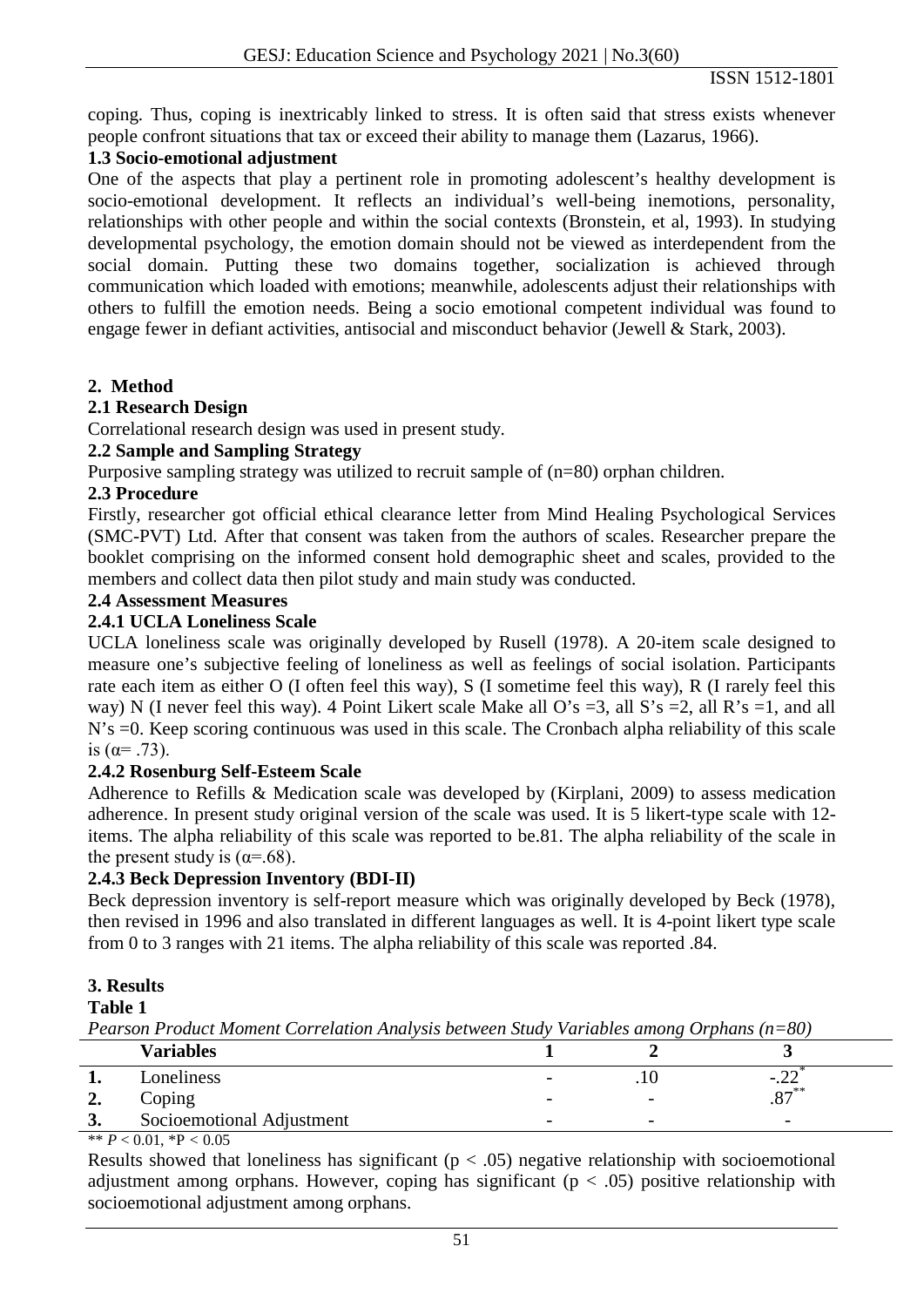coping. Thus, coping is inextricably linked to stress. It is often said that stress exists whenever people confront situations that tax or exceed their ability to manage them (Lazarus, 1966).

### 1.3 Socio-emotional adjustment

One of the aspects that play a pertinent role in promoting adolescent's healthy development is socio-emotional development. It reflects an individual's well-being inemotions, personality, relationships with other people and within the social contexts (Bronstein, et al, 1993). In studying developmental psychology, the emotion domain should not be viewed as interdependent from the social domain. Putting these two domains together, socialization is achieved through communication which loaded with emotions; meanwhile, adolescents adjust their relationships with others to fulfill the emotion needs. Being a socio emotional competent individual was found to engage fewer in defiant activities, antisocial and misconduct behavior (Jewell & Stark, 2003).

## 2. Method

### 2.1 Research Design

Correlational research design was used in present study.

### 2.2 Sample and Sampling Strategy

Purposive sampling strategy was utilized to recruit sample of (n=80) orphan children.

### 2.3 Procedure

Firstly, researcher got official ethical clearance letter from Mind Healing Psychological Services (SMC-PVT) Ltd. After that consent was taken from the authors of scales. Researcher prepare the booklet comprising on the informed consent hold demographic sheet and scales, provided to the members and collect data then pilot study and main study was conducted.

### 2.4 Assessment Measures

#### 2.4.1 UCLA Loneliness Scale

UCLA loneliness scale was originally developed by Rusell (1978). A 20-item scale designed to measure one's subjective feeling of loneliness as well as feelings of social isolation. Participants rate each item as either O (I often feel this way), S (I sometime feel this way), R (I rarely feel this way) N (I never feel this way). 4 Point Likert scale Make all O's =3, all S's =2, all R's =1, and all N's =0. Keep scoring continuous was used in this scale. The Cronbach alpha reliability of this scale is ($\alpha$= .73).

#### 2.4.2 Rosenburg Self-Esteem Scale

Adherence to Refills & Medication scale was developed by (Kirplani, 2009) to assess medication adherence. In present study original version of the scale was used. It is 5 likert-type scale with 12-items. The alpha reliability of this scale was reported to be.81. The alpha reliability of the scale in the present study is ($\alpha$=.68).

#### 2.4.3 Beck Depression Inventory (BDI-II)

Beck depression inventory is self-report measure which was originally developed by Beck (1978), then revised in 1996 and also translated in different languages as well. It is 4-point likert type scale from 0 to 3 ranges with 21 items. The alpha reliability of this scale was reported .84.

## 3. Results

**Table 1**

*Pearson Product Moment Correlation Analysis between Study Variables among Orphans (n=80)*

| | Variables | 1 | 2 | 3 |
|---|---|---|---|---|
| 1. | Loneliness | - | .10 | $-.22^{*}$ |
| 2. | Coping | - | - | $.87^{**}$ |
| 3. | Socioemotional Adjustment | - | - | - |

** $P < 0.01$, *$P < 0.05$

Results showed that loneliness has significant ($p < .05$) negative relationship with socioemotional adjustment among orphans. However, coping has significant ($p < .05$) positive relationship with socioemotional adjustment among orphans.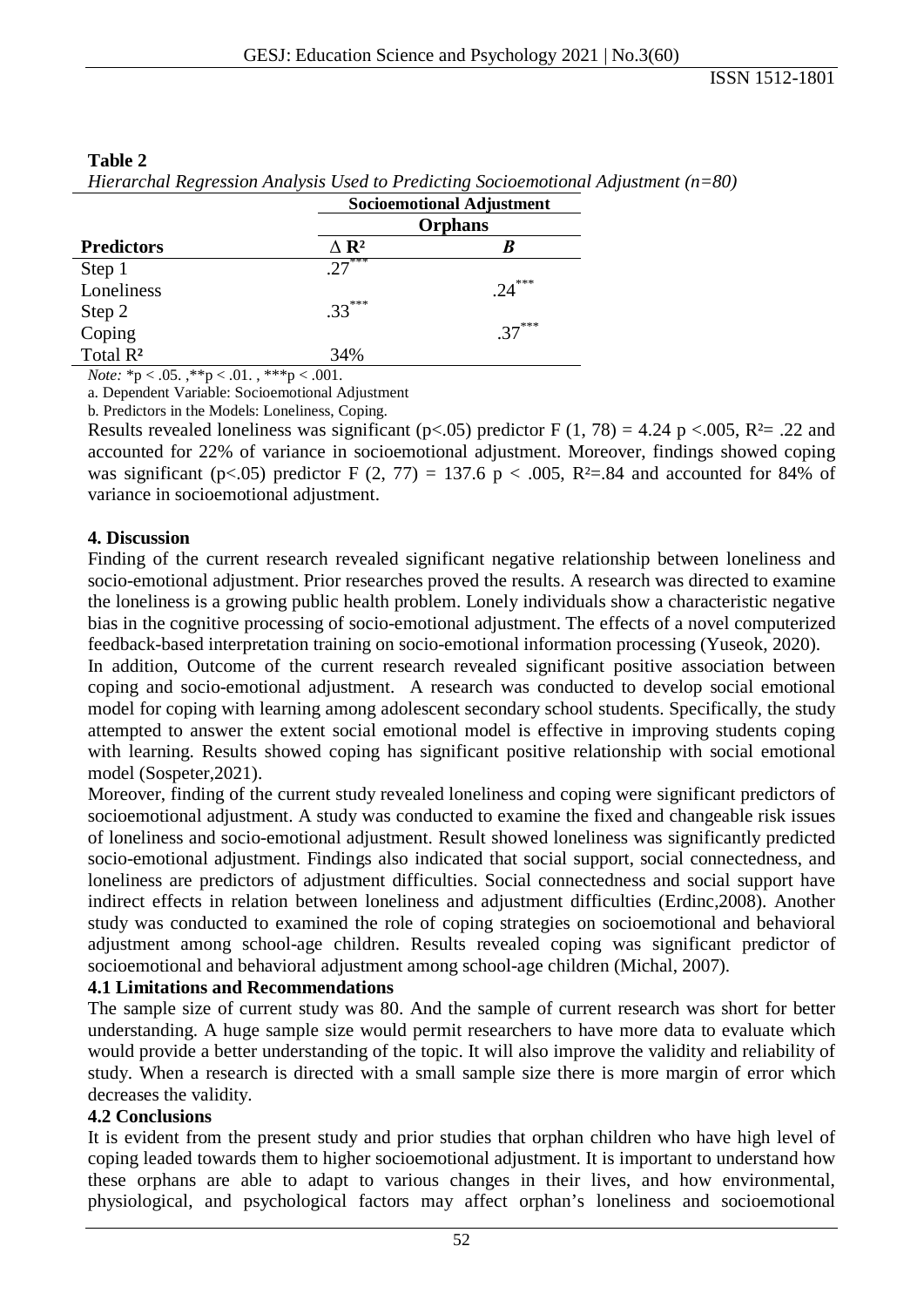**Table 2**

*Hierarchal Regression Analysis Used to Predicting Socioemotional Adjustment (n=80)*

| | Socioemotional Adjustment | |
|---|---|---|
| | Orphans | |
| **Predictors** | $\Delta$ **R²** | ***B*** |
| Step 1 | .27*** | |
| Loneliness | | .24*** |
| Step 2 | .33*** | |
| Coping | | .37*** |
| Total R² | 34% | |

*Note:* *p < .05. ,**p < .01. , ***p < .001.

a. Dependent Variable: Socioemotional Adjustment

b. Predictors in the Models: Loneliness, Coping.

Results revealed loneliness was significant ($p<.05$) predictor $F(1, 78) = 4.24$ $p <.005$, $R^2 = .22$ and accounted for 22% of variance in socioemotional adjustment. Moreover, findings showed coping was significant ($p<.05$) predictor $F(2, 77) = 137.6$ $p < .005$, $R^2=.84$ and accounted for 84% of variance in socioemotional adjustment.

## 4. Discussion

Finding of the current research revealed significant negative relationship between loneliness and socio-emotional adjustment. Prior researches proved the results. A research was directed to examine the loneliness is a growing public health problem. Lonely individuals show a characteristic negative bias in the cognitive processing of socio-emotional adjustment. The effects of a novel computerized feedback-based interpretation training on socio-emotional information processing (Yuseok, 2020).

In addition, Outcome of the current research revealed significant positive association between coping and socio-emotional adjustment. A research was conducted to develop social emotional model for coping with learning among adolescent secondary school students. Specifically, the study attempted to answer the extent social emotional model is effective in improving students coping with learning. Results showed coping has significant positive relationship with social emotional model (Sospeter,2021).

Moreover, finding of the current study revealed loneliness and coping were significant predictors of socioemotional adjustment. A study was conducted to examine the fixed and changeable risk issues of loneliness and socio-emotional adjustment. Result showed loneliness was significantly predicted socio-emotional adjustment. Findings also indicated that social support, social connectedness, and loneliness are predictors of adjustment difficulties. Social connectedness and social support have indirect effects in relation between loneliness and adjustment difficulties (Erdinc,2008). Another study was conducted to examined the role of coping strategies on socioemotional and behavioral adjustment among school-age children. Results revealed coping was significant predictor of socioemotional and behavioral adjustment among school-age children (Michal, 2007).

### 4.1 Limitations and Recommendations

The sample size of current study was 80. And the sample of current research was short for better understanding. A huge sample size would permit researchers to have more data to evaluate which would provide a better understanding of the topic. It will also improve the validity and reliability of study. When a research is directed with a small sample size there is more margin of error which decreases the validity.

### 4.2 Conclusions

It is evident from the present study and prior studies that orphan children who have high level of coping leaded towards them to higher socioemotional adjustment. It is important to understand how these orphans are able to adapt to various changes in their lives, and how environmental, physiological, and psychological factors may affect orphan's loneliness and socioemotional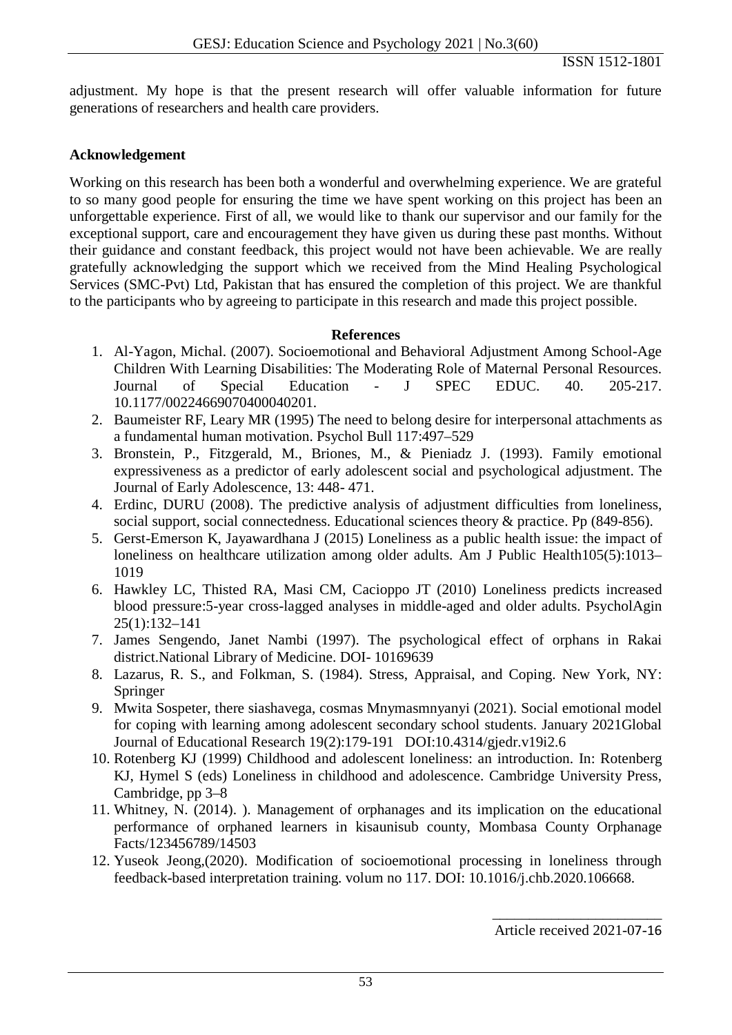adjustment. My hope is that the present research will offer valuable information for future generations of researchers and health care providers.

**Acknowledgement**

Working on this research has been both a wonderful and overwhelming experience. We are grateful to so many good people for ensuring the time we have spent working on this project has been an unforgettable experience. First of all, we would like to thank our supervisor and our family for the exceptional support, care and encouragement they have given us during these past months. Without their guidance and constant feedback, this project would not have been achievable. We are really gratefully acknowledging the support which we received from the Mind Healing Psychological Services (SMC-Pvt) Ltd, Pakistan that has ensured the completion of this project. We are thankful to the participants who by agreeing to participate in this research and made this project possible.

**References**

1. Al-Yagon, Michal. (2007). Socioemotional and Behavioral Adjustment Among School-Age Children With Learning Disabilities: The Moderating Role of Maternal Personal Resources. Journal of Special Education - J SPEC EDUC. 40. 205-217. 10.1177/00224669070400040201.
2. Baumeister RF, Leary MR (1995) The need to belong desire for interpersonal attachments as a fundamental human motivation. Psychol Bull 117:497–529
3. Bronstein, P., Fitzgerald, M., Briones, M., & Pieniadz J. (1993). Family emotional expressiveness as a predictor of early adolescent social and psychological adjustment. The Journal of Early Adolescence, 13: 448- 471.
4. Erdinc, DURU (2008). The predictive analysis of adjustment difficulties from loneliness, social support, social connectedness. Educational sciences theory & practice. Pp (849-856).
5. Gerst-Emerson K, Jayawardhana J (2015) Loneliness as a public health issue: the impact of loneliness on healthcare utilization among older adults. Am J Public Health105(5):1013–1019
6. Hawkley LC, Thisted RA, Masi CM, Cacioppo JT (2010) Loneliness predicts increased blood pressure:5-year cross-lagged analyses in middle-aged and older adults. PsycholAgin 25(1):132–141
7. James Sengendo, Janet Nambi (1997). The psychological effect of orphans in Rakai district.National Library of Medicine. DOI- 10169639
8. Lazarus, R. S., and Folkman, S. (1984). Stress, Appraisal, and Coping. New York, NY: Springer
9. Mwita Sospeter, there siashavega, cosmas Mnymasmnyanyi (2021). Social emotional model for coping with learning among adolescent secondary school students. January 2021Global Journal of Educational Research 19(2):179-191 DOI:10.4314/gjedr.v19i2.6
10. Rotenberg KJ (1999) Childhood and adolescent loneliness: an introduction. In: Rotenberg KJ, Hymel S (eds) Loneliness in childhood and adolescence. Cambridge University Press, Cambridge, pp 3–8
11. Whitney, N. (2014). ). Management of orphanages and its implication on the educational performance of orphaned learners in kisaunisub county, Mombasa County Orphanage Facts/123456789/14503
12. Yuseok Jeong,(2020). Modification of socioemotional processing in loneliness through feedback-based interpretation training. volum no 117. DOI: 10.1016/j.chb.2020.106668.

Article received 2021-07-16